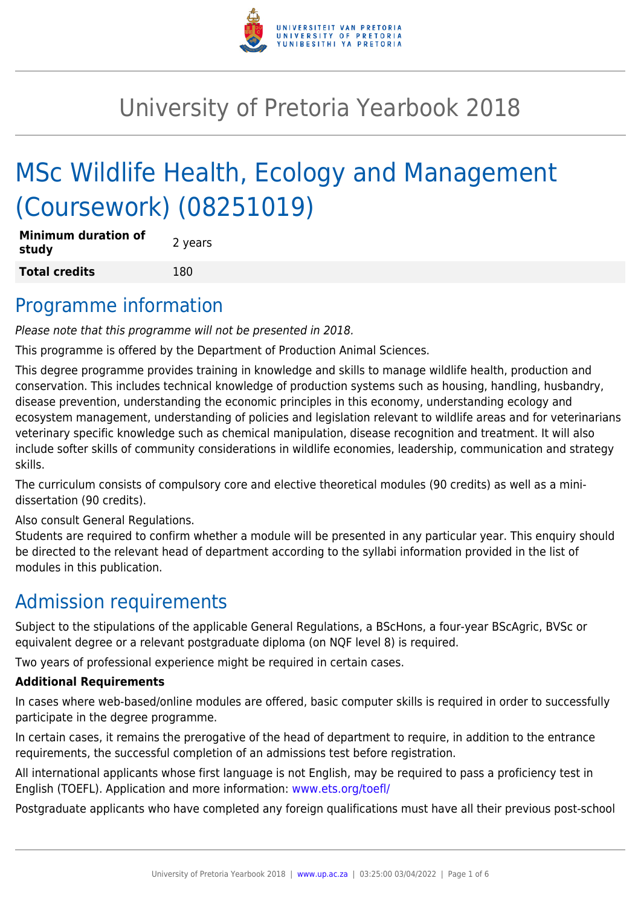# University of Pretoria Yearbook 2018

# MSc Wildlife Health, Ecology and Management (Coursework) (08251019)

| | |
|---|---|
| **Minimum duration of study** | 2 years |
| **Total credits** | 180 |

## Programme information

*Please note that this programme will not be presented in 2018.*

This programme is offered by the Department of Production Animal Sciences.

This degree programme provides training in knowledge and skills to manage wildlife health, production and conservation. This includes technical knowledge of production systems such as housing, handling, husbandry, disease prevention, understanding the economic principles in this economy, understanding ecology and ecosystem management, understanding of policies and legislation relevant to wildlife areas and for veterinarians veterinary specific knowledge such as chemical manipulation, disease recognition and treatment. It will also include softer skills of community considerations in wildlife economies, leadership, communication and strategy skills.

The curriculum consists of compulsory core and elective theoretical modules (90 credits) as well as a mini-dissertation (90 credits).

Also consult General Regulations.
Students are required to confirm whether a module will be presented in any particular year. This enquiry should be directed to the relevant head of department according to the syllabi information provided in the list of modules in this publication.

## Admission requirements

Subject to the stipulations of the applicable General Regulations, a BScHons, a four-year BScAgric, BVSc or equivalent degree or a relevant postgraduate diploma (on NQF level 8) is required.

Two years of professional experience might be required in certain cases.

**Additional Requirements**

In cases where web-based/online modules are offered, basic computer skills is required in order to successfully participate in the degree programme.

In certain cases, it remains the prerogative of the head of department to require, in addition to the entrance requirements, the successful completion of an admissions test before registration.

All international applicants whose first language is not English, may be required to pass a proficiency test in English (TOEFL). Application and more information: www.ets.org/toefl/

Postgraduate applicants who have completed any foreign qualifications must have all their previous post-school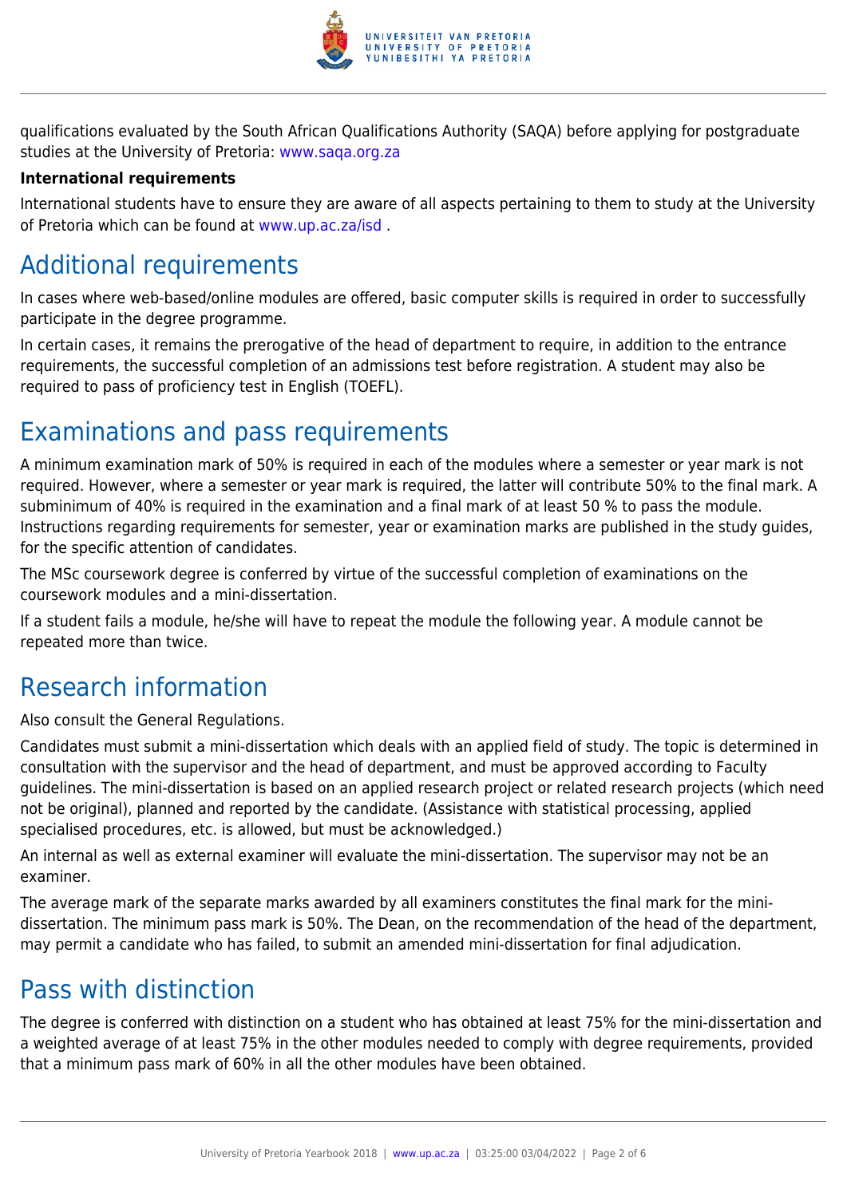qualifications evaluated by the South African Qualifications Authority (SAQA) before applying for postgraduate studies at the University of Pretoria: www.saqa.org.za

**International requirements**

International students have to ensure they are aware of all aspects pertaining to them to study at the University of Pretoria which can be found at www.up.ac.za/isd .

# Additional requirements

In cases where web-based/online modules are offered, basic computer skills is required in order to successfully participate in the degree programme.

In certain cases, it remains the prerogative of the head of department to require, in addition to the entrance requirements, the successful completion of an admissions test before registration. A student may also be required to pass of proficiency test in English (TOEFL).

# Examinations and pass requirements

A minimum examination mark of 50% is required in each of the modules where a semester or year mark is not required. However, where a semester or year mark is required, the latter will contribute 50% to the final mark. A subminimum of 40% is required in the examination and a final mark of at least 50 % to pass the module. Instructions regarding requirements for semester, year or examination marks are published in the study guides, for the specific attention of candidates.

The MSc coursework degree is conferred by virtue of the successful completion of examinations on the coursework modules and a mini-dissertation.

If a student fails a module, he/she will have to repeat the module the following year. A module cannot be repeated more than twice.

# Research information

Also consult the General Regulations.

Candidates must submit a mini-dissertation which deals with an applied field of study. The topic is determined in consultation with the supervisor and the head of department, and must be approved according to Faculty guidelines. The mini-dissertation is based on an applied research project or related research projects (which need not be original), planned and reported by the candidate. (Assistance with statistical processing, applied specialised procedures, etc. is allowed, but must be acknowledged.)

An internal as well as external examiner will evaluate the mini-dissertation. The supervisor may not be an examiner.

The average mark of the separate marks awarded by all examiners constitutes the final mark for the mini-dissertation. The minimum pass mark is 50%. The Dean, on the recommendation of the head of the department, may permit a candidate who has failed, to submit an amended mini-dissertation for final adjudication.

# Pass with distinction

The degree is conferred with distinction on a student who has obtained at least 75% for the mini-dissertation and a weighted average of at least 75% in the other modules needed to comply with degree requirements, provided that a minimum pass mark of 60% in all the other modules have been obtained.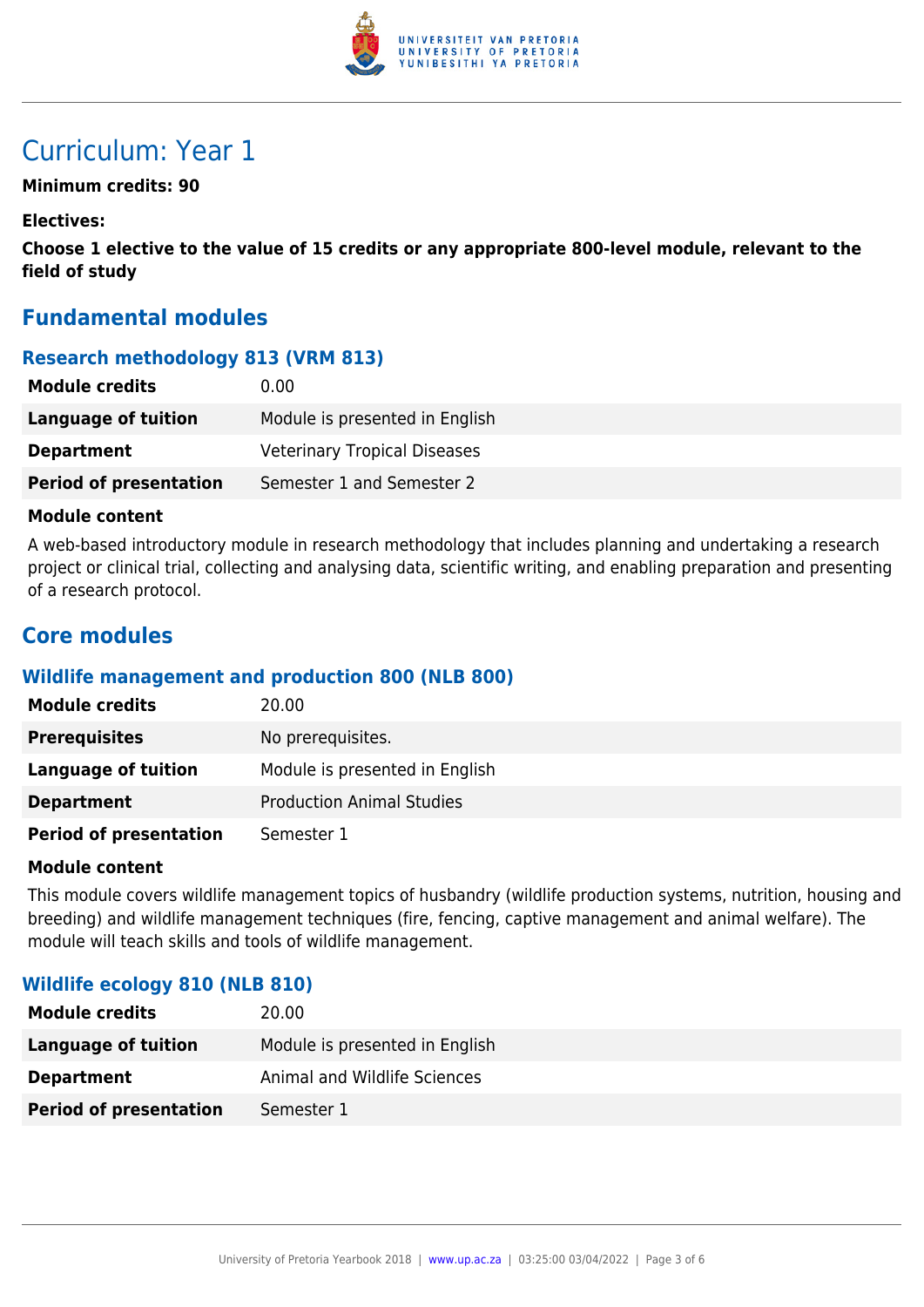# Curriculum: Year 1

**Minimum credits: 90**

**Electives:**

**Choose 1 elective to the value of 15 credits or any appropriate 800-level module, relevant to the field of study**

## Fundamental modules

### Research methodology 813 (VRM 813)

| | |
|---|---|
| **Module credits** | 0.00 |
| **Language of tuition** | Module is presented in English |
| **Department** | Veterinary Tropical Diseases |
| **Period of presentation** | Semester 1 and Semester 2 |

**Module content**

A web-based introductory module in research methodology that includes planning and undertaking a research project or clinical trial, collecting and analysing data, scientific writing, and enabling preparation and presenting of a research protocol.

## Core modules

### Wildlife management and production 800 (NLB 800)

| | |
|---|---|
| **Module credits** | 20.00 |
| **Prerequisites** | No prerequisites. |
| **Language of tuition** | Module is presented in English |
| **Department** | Production Animal Studies |
| **Period of presentation** | Semester 1 |

**Module content**

This module covers wildlife management topics of husbandry (wildlife production systems, nutrition, housing and breeding) and wildlife management techniques (fire, fencing, captive management and animal welfare). The module will teach skills and tools of wildlife management.

### Wildlife ecology 810 (NLB 810)

| | |
|---|---|
| **Module credits** | 20.00 |
| **Language of tuition** | Module is presented in English |
| **Department** | Animal and Wildlife Sciences |
| **Period of presentation** | Semester 1 |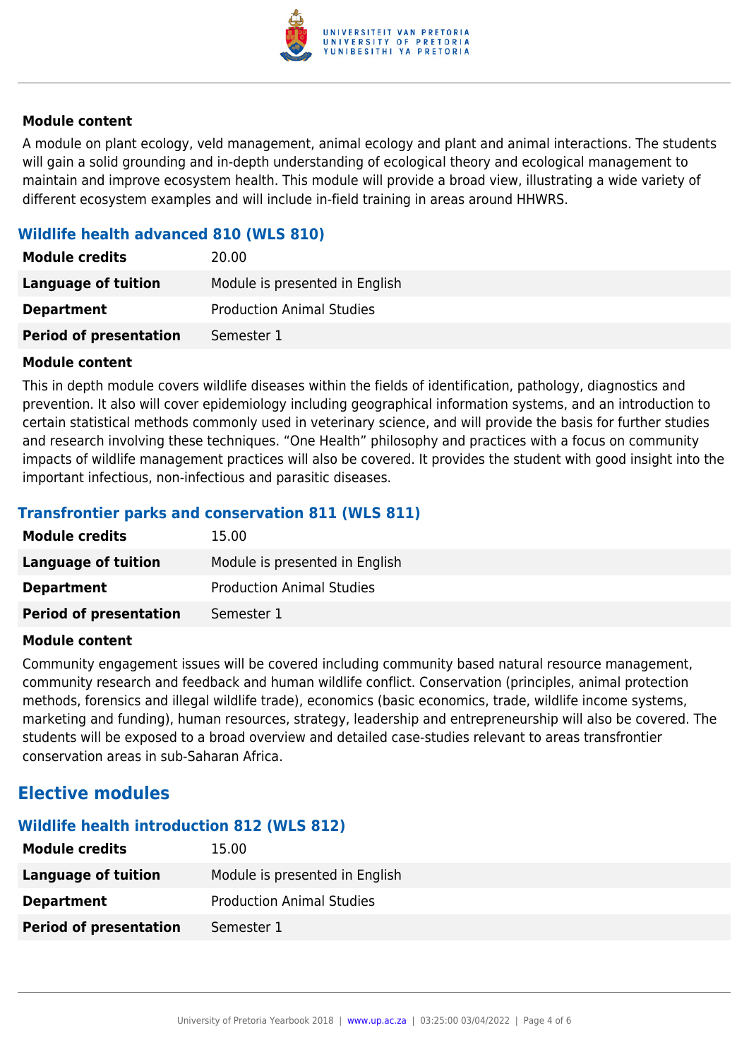#### Module content

A module on plant ecology, veld management, animal ecology and plant and animal interactions. The students will gain a solid grounding and in-depth understanding of ecological theory and ecological management to maintain and improve ecosystem health. This module will provide a broad view, illustrating a wide variety of different ecosystem examples and will include in-field training in areas around HHWRS.

### Wildlife health advanced 810 (WLS 810)

| | |
|---|---|
| **Module credits** | 20.00 |
| **Language of tuition** | Module is presented in English |
| **Department** | Production Animal Studies |
| **Period of presentation** | Semester 1 |

#### Module content

This in depth module covers wildlife diseases within the fields of identification, pathology, diagnostics and prevention. It also will cover epidemiology including geographical information systems, and an introduction to certain statistical methods commonly used in veterinary science, and will provide the basis for further studies and research involving these techniques. "One Health" philosophy and practices with a focus on community impacts of wildlife management practices will also be covered. It provides the student with good insight into the important infectious, non-infectious and parasitic diseases.

### Transfrontier parks and conservation 811 (WLS 811)

| | |
|---|---|
| **Module credits** | 15.00 |
| **Language of tuition** | Module is presented in English |
| **Department** | Production Animal Studies |
| **Period of presentation** | Semester 1 |

#### Module content

Community engagement issues will be covered including community based natural resource management, community research and feedback and human wildlife conflict. Conservation (principles, animal protection methods, forensics and illegal wildlife trade), economics (basic economics, trade, wildlife income systems, marketing and funding), human resources, strategy, leadership and entrepreneurship will also be covered. The students will be exposed to a broad overview and detailed case-studies relevant to areas transfrontier conservation areas in sub-Saharan Africa.

## Elective modules

### Wildlife health introduction 812 (WLS 812)

| | |
|---|---|
| **Module credits** | 15.00 |
| **Language of tuition** | Module is presented in English |
| **Department** | Production Animal Studies |
| **Period of presentation** | Semester 1 |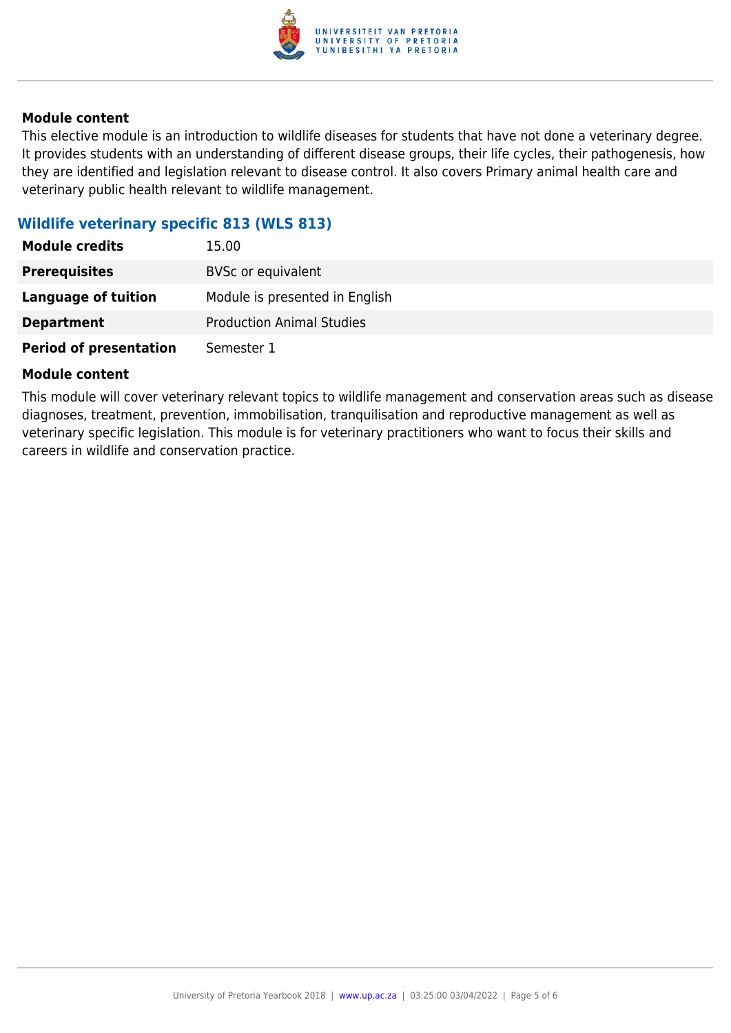#### Module content

This elective module is an introduction to wildlife diseases for students that have not done a veterinary degree. It provides students with an understanding of different disease groups, their life cycles, their pathogenesis, how they are identified and legislation relevant to disease control. It also covers Primary animal health care and veterinary public health relevant to wildlife management.

### Wildlife veterinary specific 813 (WLS 813)

| | |
|---|---|
| **Module credits** | 15.00 |
| **Prerequisites** | BVSc or equivalent |
| **Language of tuition** | Module is presented in English |
| **Department** | Production Animal Studies |
| **Period of presentation** | Semester 1 |

#### Module content

This module will cover veterinary relevant topics to wildlife management and conservation areas such as disease diagnoses, treatment, prevention, immobilisation, tranquilisation and reproductive management as well as veterinary specific legislation. This module is for veterinary practitioners who want to focus their skills and careers in wildlife and conservation practice.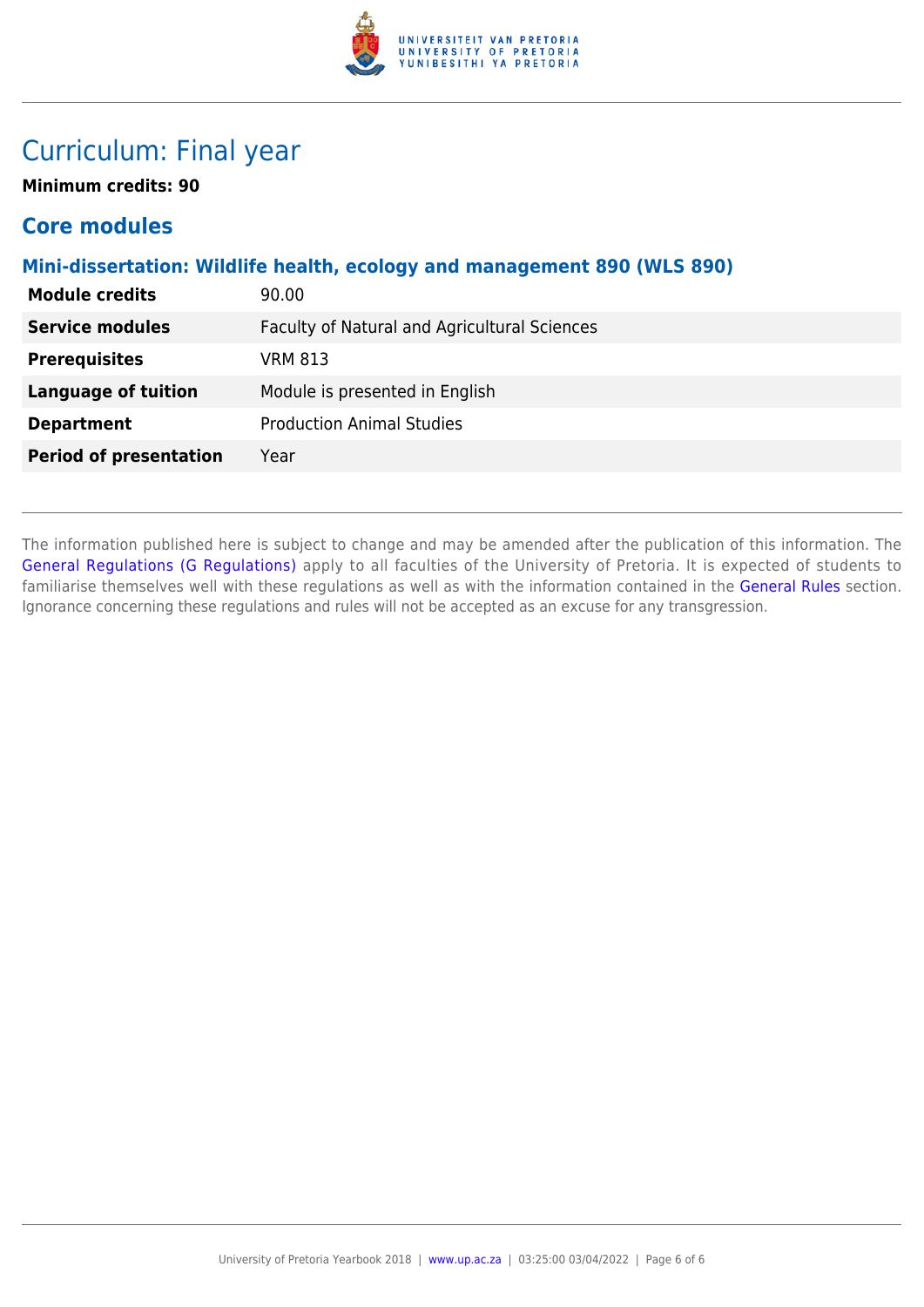# Curriculum: Final year

**Minimum credits: 90**

## Core modules

### Mini-dissertation: Wildlife health, ecology and management 890 (WLS 890)

| | |
|---|---|
| **Module credits** | 90.00 |
| **Service modules** | Faculty of Natural and Agricultural Sciences |
| **Prerequisites** | VRM 813 |
| **Language of tuition** | Module is presented in English |
| **Department** | Production Animal Studies |
| **Period of presentation** | Year |

The information published here is subject to change and may be amended after the publication of this information. The General Regulations (G Regulations) apply to all faculties of the University of Pretoria. It is expected of students to familiarise themselves well with these regulations as well as with the information contained in the General Rules section. Ignorance concerning these regulations and rules will not be accepted as an excuse for any transgression.